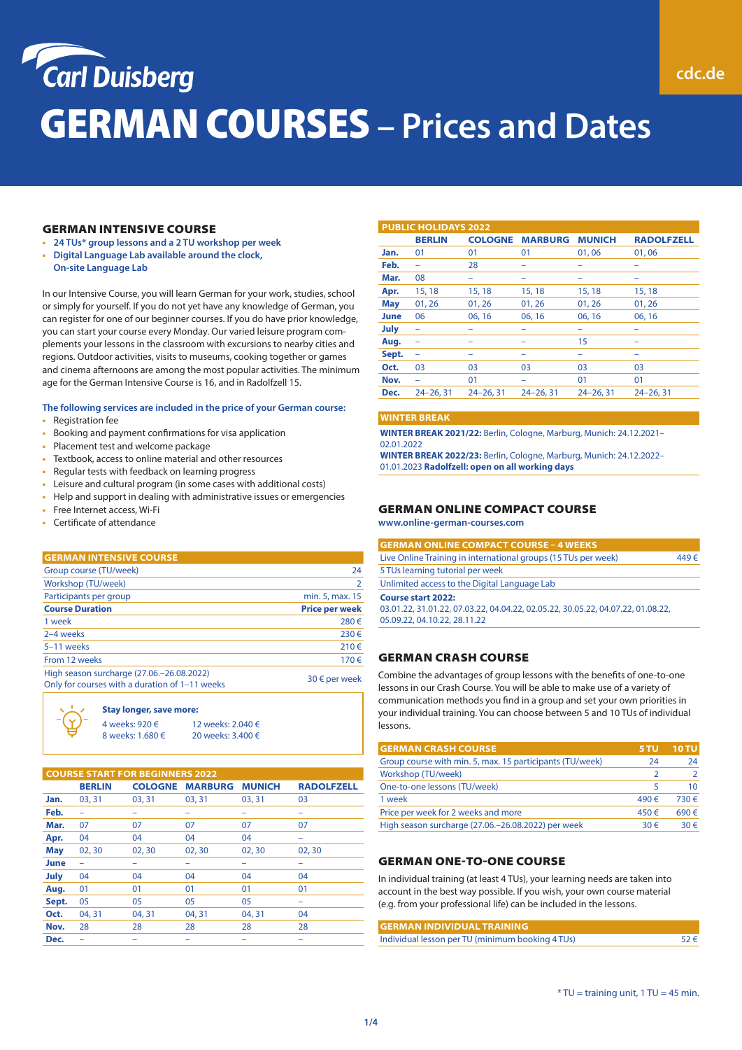Carl Duisberg

cdc.de

# GERMAN COURSES – Prices and Dates

## GERMAN INTENSIVE COURSE

- **24 TUs* group lessons and a 2 TU workshop per week**
- **Digital Language Lab available around the clock, On-site Language Lab**

In our Intensive Course, you will learn German for your work, studies, school or simply for yourself. If you do not yet have any knowledge of German, you can register for one of our beginner courses. If you do have prior knowledge, you can start your course every Monday. Our varied leisure program complements your lessons in the classroom with excursions to nearby cities and regions. Outdoor activities, visits to museums, cooking together or games and cinema afternoons are among the most popular activities. The minimum age for the German Intensive Course is 16, and in Radolfzell 15.

**The following services are included in the price of your German course:**

- Registration fee
- Booking and payment confirmations for visa application
- Placement test and welcome package
- Textbook, access to online material and other resources
- Regular tests with feedback on learning progress
- Leisure and cultural program (in some cases with additional costs)
- Help and support in dealing with administrative issues or emergencies
- Free Internet access, Wi-Fi
- Certificate of attendance

| GERMAN INTENSIVE COURSE | |
|---|---|
| Group course (TU/week) | 24 |
| Workshop (TU/week) | 2 |
| Participants per group | min. 5, max. 15 |
| **Course Duration** | **Price per week** |
| 1 week | 280 € |
| 2–4 weeks | 230 € |
| 5–11 weeks | 210 € |
| From 12 weeks | 170 € |
| High season surcharge (27.06.–26.08.2022) Only for courses with a duration of 1–11 weeks | 30 € per week |

**Stay longer, save more:**

| | |
|---|---|
| 4 weeks: 920 € | 12 weeks: 2.040 € |
| 8 weeks: 1.680 € | 20 weeks: 3.400 € |

| COURSE START FOR BEGINNERS 2022 | BERLIN | COLOGNE | MARBURG | MUNICH | RADOLFZELL |
|---|---|---|---|---|---|
| **Jan.** | 03, 31 | 03, 31 | 03, 31 | 03, 31 | 03 |
| **Feb.** | – | – | – | – | – |
| **Mar.** | 07 | 07 | 07 | 07 | 07 |
| **Apr.** | 04 | 04 | 04 | 04 | – |
| **May** | 02, 30 | 02, 30 | 02, 30 | 02, 30 | 02, 30 |
| **June** | – | – | – | – | – |
| **July** | 04 | 04 | 04 | 04 | 04 |
| **Aug.** | 01 | 01 | 01 | 01 | 01 |
| **Sept.** | 05 | 05 | 05 | 05 | – |
| **Oct.** | 04, 31 | 04, 31 | 04, 31 | 04, 31 | 04 |
| **Nov.** | 28 | 28 | 28 | 28 | 28 |
| **Dec.** | – | – | – | – | – |

| PUBLIC HOLIDAYS 2022 | BERLIN | COLOGNE | MARBURG | MUNICH | RADOLFZELL |
|---|---|---|---|---|---|
| **Jan.** | 01 | 01 | 01 | 01, 06 | 01, 06 |
| **Feb.** | – | 28 | – | – | – |
| **Mar.** | 08 | – | – | – | – |
| **Apr.** | 15, 18 | 15, 18 | 15, 18 | 15, 18 | 15, 18 |
| **May** | 01, 26 | 01, 26 | 01, 26 | 01, 26 | 01, 26 |
| **June** | 06 | 06, 16 | 06, 16 | 06, 16 | 06, 16 |
| **July** | – | – | – | – | – |
| **Aug.** | – | – | – | 15 | – |
| **Sept.** | – | – | – | – | – |
| **Oct.** | 03 | 03 | 03 | 03 | 03 |
| **Nov.** | – | 01 | – | 01 | 01 |
| **Dec.** | 24–26, 31 | 24–26, 31 | 24–26, 31 | 24–26, 31 | 24–26, 31 |

**WINTER BREAK**

**WINTER BREAK 2021/22:** Berlin, Cologne, Marburg, Munich: 24.12.2021–02.01.2022
**WINTER BREAK 2022/23:** Berlin, Cologne, Marburg, Munich: 24.12.2022–01.01.2023 **Radolfzell: open on all working days**

## GERMAN ONLINE COMPACT COURSE

**www.online-german-courses.com**

| GERMAN ONLINE COMPACT COURSE – 4 WEEKS | |
|---|---|
| Live Online Training in international groups (15 TUs per week) | 449 € |
| 5 TUs learning tutorial per week | |
| Unlimited access to the Digital Language Lab | |

**Course start 2022:**
03.01.22, 31.01.22, 07.03.22, 04.04.22, 02.05.22, 30.05.22, 04.07.22, 01.08.22, 05.09.22, 04.10.22, 28.11.22

## GERMAN CRASH COURSE

Combine the advantages of group lessons with the benefits of one-to-one lessons in our Crash Course. You will be able to make use of a variety of communication methods you find in a group and set your own priorities in your individual training. You can choose between 5 and 10 TUs of individual lessons.

| GERMAN CRASH COURSE | 5 TU | 10 TU |
|---|---|---|
| Group course with min. 5, max. 15 participants (TU/week) | 24 | 24 |
| Workshop (TU/week) | 2 | 2 |
| One-to-one lessons (TU/week) | 5 | 10 |
| 1 week | 490 € | 730 € |
| Price per week for 2 weeks and more | 450 € | 690 € |
| High season surcharge (27.06.–26.08.2022) per week | 30 € | 30 € |

## GERMAN ONE-TO-ONE COURSE

In individual training (at least 4 TUs), your learning needs are taken into account in the best way possible. If you wish, your own course material (e.g. from your professional life) can be included in the lessons.

| GERMAN INDIVIDUAL TRAINING | |
|---|---|
| Individual lesson per TU (minimum booking 4 TUs) | 52 € |

* TU = training unit, 1 TU = 45 min.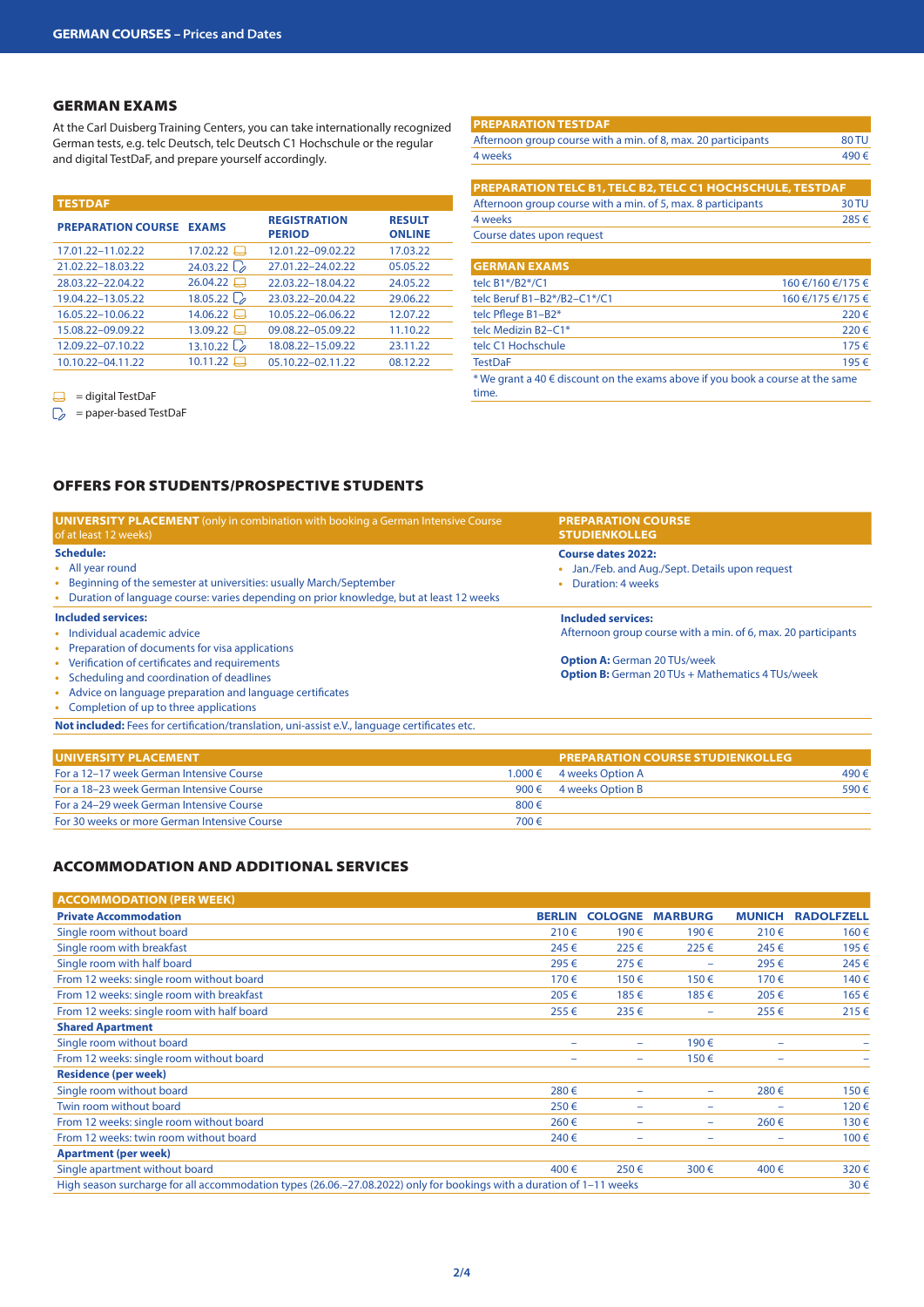## GERMAN EXAMS

At the Carl Duisberg Training Centers, you can take internationally recognized German tests, e.g. telc Deutsch, telc Deutsch C1 Hochschule or the regular and digital TestDaF, and prepare yourself accordingly.

| TESTDAF | | | |
|---|---|---|---|
| PREPARATION COURSE | EXAMS | REGISTRATION PERIOD | RESULT ONLINE |
| 17.01.22–11.02.22 | 17.02.22 (digital) | 12.01.22–09.02.22 | 17.03.22 |
| 21.02.22–18.03.22 | 24.03.22 (paper-based) | 27.01.22–24.02.22 | 05.05.22 |
| 28.03.22–22.04.22 | 26.04.22 (digital) | 22.03.22–18.04.22 | 24.05.22 |
| 19.04.22–13.05.22 | 18.05.22 (paper-based) | 23.03.22–20.04.22 | 29.06.22 |
| 16.05.22–10.06.22 | 14.06.22 (digital) | 10.05.22–06.06.22 | 12.07.22 |
| 15.08.22–09.09.22 | 13.09.22 (digital) | 09.08.22–05.09.22 | 11.10.22 |
| 12.09.22–07.10.22 | 13.10.22 (paper-based) | 18.08.22–15.09.22 | 23.11.22 |
| 10.10.22–04.11.22 | 10.11.22 (digital) | 05.10.22–02.11.22 | 08.12.22 |

(digital) = digital TestDaF
(paper-based) = paper-based TestDaF

| PREPARATION TESTDAF | |
|---|---|
| Afternoon group course with a min. of 8, max. 20 participants | 80 TU |
| 4 weeks | 490 € |

| PREPARATION TELC B1, TELC B2, TELC C1 HOCHSCHULE, TESTDAF | |
|---|---|
| Afternoon group course with a min. of 5, max. 8 participants | 30 TU |
| 4 weeks | 285 € |
| Course dates upon request | |

| GERMAN EXAMS | |
|---|---|
| telc B1*/B2*/C1 | 160 €/160 €/175 € |
| telc Beruf B1–B2*/B2–C1*/C1 | 160 €/175 €/175 € |
| telc Pflege B1–B2* | 220 € |
| telc Medizin B2–C1* | 220 € |
| telc C1 Hochschule | 175 € |
| TestDaF | 195 € |

* We grant a 40 € discount on the exams above if you book a course at the same time.

## OFFERS FOR STUDENTS/PROSPECTIVE STUDENTS

### UNIVERSITY PLACEMENT (only in combination with booking a German Intensive Course of at least 12 weeks)

**Schedule:**
- All year round
- Beginning of the semester at universities: usually March/September
- Duration of language course: varies depending on prior knowledge, but at least 12 weeks

**Included services:**
- Individual academic advice
- Preparation of documents for visa applications
- Verification of certificates and requirements
- Scheduling and coordination of deadlines
- Advice on language preparation and language certificates
- Completion of up to three applications

**Not included:** Fees for certification/translation, uni-assist e.V., language certificates etc.

### PREPARATION COURSE STUDIENKOLLEG

**Course dates 2022:**
- Jan./Feb. and Aug./Sept. Details upon request
- Duration: 4 weeks

**Included services:**
Afternoon group course with a min. of 6, max. 20 participants

**Option A:** German 20 TUs/week
**Option B:** German 20 TUs + Mathematics 4 TUs/week

| UNIVERSITY PLACEMENT | |
|---|---|
| For a 12–17 week German Intensive Course | 1.000 € |
| For a 18–23 week German Intensive Course | 900 € |
| For a 24–29 week German Intensive Course | 800 € |
| For 30 weeks or more German Intensive Course | 700 € |

| PREPARATION COURSE STUDIENKOLLEG | |
|---|---|
| 4 weeks Option A | 490 € |
| 4 weeks Option B | 590 € |

## ACCOMMODATION AND ADDITIONAL SERVICES

| ACCOMMODATION (PER WEEK) | | | | | |
|---|---|---|---|---|---|
| **Private Accommodation** | **BERLIN** | **COLOGNE** | **MARBURG** | **MUNICH** | **RADOLFZELL** |
| Single room without board | 210 € | 190 € | 190 € | 210 € | 160 € |
| Single room with breakfast | 245 € | 225 € | 225 € | 245 € | 195 € |
| Single room with half board | 295 € | 275 € | – | 295 € | 245 € |
| From 12 weeks: single room without board | 170 € | 150 € | 150 € | 170 € | 140 € |
| From 12 weeks: single room with breakfast | 205 € | 185 € | 185 € | 205 € | 165 € |
| From 12 weeks: single room with half board | 255 € | 235 € | – | 255 € | 215 € |
| **Shared Apartment** | | | | | |
| Single room without board | – | – | 190 € | – | – |
| From 12 weeks: single room without board | – | – | 150 € | – | – |
| **Residence (per week)** | | | | | |
| Single room without board | 280 € | – | – | 280 € | 150 € |
| Twin room without board | 250 € | – | – | – | 120 € |
| From 12 weeks: single room without board | 260 € | – | – | 260 € | 130 € |
| From 12 weeks: twin room without board | 240 € | – | – | – | 100 € |
| **Apartment (per week)** | | | | | |
| Single apartment without board | 400 € | 250 € | 300 € | 400 € | 320 € |
| High season surcharge for all accommodation types (26.06.–27.08.2022) only for bookings with a duration of 1–11 weeks | | | | | 30 € |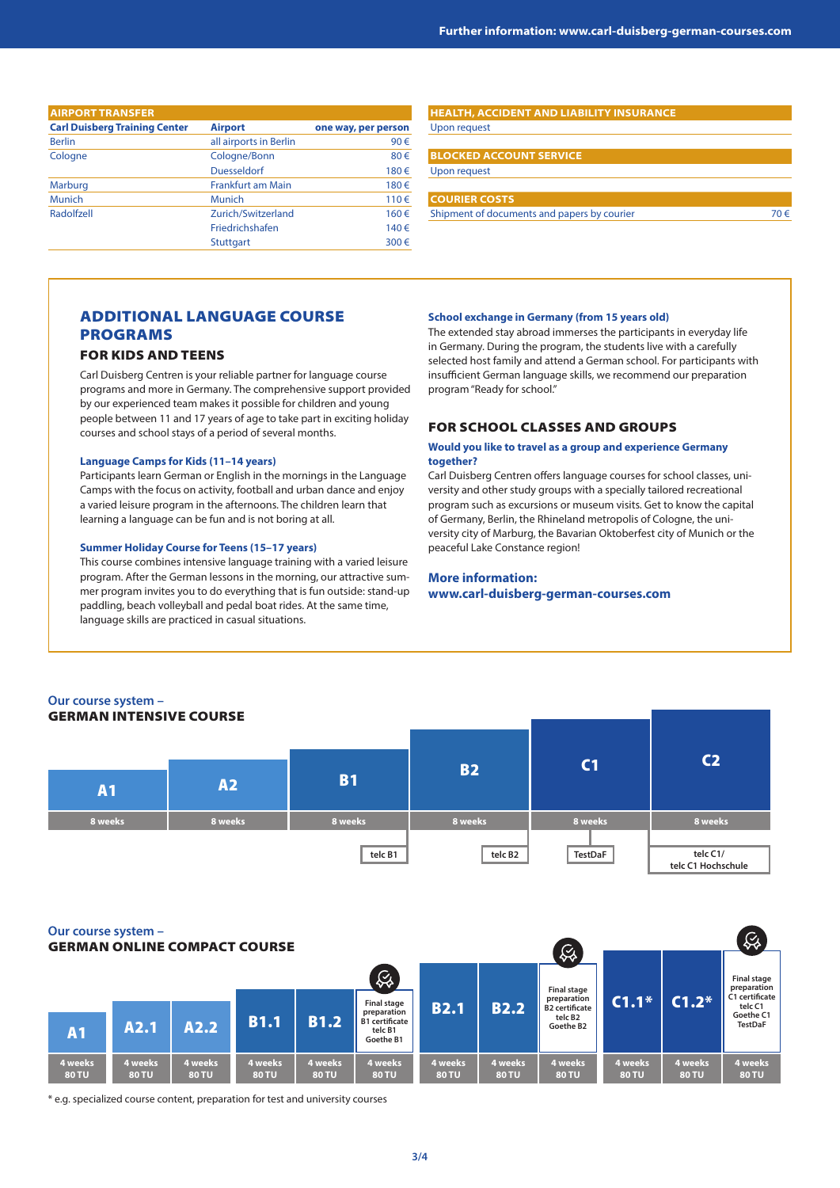## AIRPORT TRANSFER

| Carl Duisberg Training Center | Airport | one way, per person |
|---|---|---|
| Berlin | all airports in Berlin | 90 € |
| Cologne | Cologne/Bonn | 80 € |
| | Duesseldorf | 180 € |
| Marburg | Frankfurt am Main | 180 € |
| Munich | Munich | 110 € |
| Radolfzell | Zurich/Switzerland | 160 € |
| | Friedrichshafen | 140 € |
| | Stuttgart | 300 € |

## HEALTH, ACCIDENT AND LIABILITY INSURANCE

Upon request

## BLOCKED ACCOUNT SERVICE

Upon request

## COURIER COSTS

| Shipment of documents and papers by courier | 70 € |
|---|---|

## ADDITIONAL LANGUAGE COURSE PROGRAMS

### FOR KIDS AND TEENS

Carl Duisberg Centren is your reliable partner for language course programs and more in Germany. The comprehensive support provided by our experienced team makes it possible for children and young people between 11 and 17 years of age to take part in exciting holiday courses and school stays of a period of several months.

**Language Camps for Kids (11–14 years)**

Participants learn German or English in the mornings in the Language Camps with the focus on activity, football and urban dance and enjoy a varied leisure program in the afternoons. The children learn that learning a language can be fun and is not boring at all.

**Summer Holiday Course for Teens (15–17 years)**

This course combines intensive language training with a varied leisure program. After the German lessons in the morning, our attractive summer program invites you to do everything that is fun outside: stand-up paddling, beach volleyball and pedal boat rides. At the same time, language skills are practiced in casual situations.

**School exchange in Germany (from 15 years old)**

The extended stay abroad immerses the participants in everyday life in Germany. During the program, the students live with a carefully selected host family and attend a German school. For participants with insufficient German language skills, we recommend our preparation program "Ready for school."

### FOR SCHOOL CLASSES AND GROUPS

**Would you like to travel as a group and experience Germany together?**

Carl Duisberg Centren offers language courses for school classes, university and other study groups with a specially tailored recreational program such as excursions or museum visits. Get to know the capital of Germany, Berlin, the Rhineland metropolis of Cologne, the university city of Marburg, the Bavarian Oktoberfest city of Munich or the peaceful Lake Constance region!

**More information:**
**www.carl-duisberg-german-courses.com**

## Our course system – GERMAN INTENSIVE COURSE

| A1 | A2 | B1 | B2 | C1 | C2 |
|---|---|---|---|---|---|
| 8 weeks | 8 weeks | 8 weeks | 8 weeks | 8 weeks | 8 weeks |
| | | telc B1 | telc B2 | TestDaF | telc C1/ telc C1 Hochschule |

## Our course system – GERMAN ONLINE COMPACT COURSE

| A1 | A2.1 | A2.2 | B1.1 | B1.2 | Final stage preparation B1 certificate telc B1 Goethe B1 | B2.1 | B2.2 | Final stage preparation B2 certificate telc B2 Goethe B2 | C1.1* | C1.2* | Final stage preparation C1 certificate telc C1 Goethe C1 TestDaF |
|---|---|---|---|---|---|---|---|---|---|---|---|
| 4 weeks 80 TU | 4 weeks 80 TU | 4 weeks 80 TU | 4 weeks 80 TU | 4 weeks 80 TU | 4 weeks 80 TU | 4 weeks 80 TU | 4 weeks 80 TU | 4 weeks 80 TU | 4 weeks 80 TU | 4 weeks 80 TU | 4 weeks 80 TU |

* e.g. specialized course content, preparation for test and university courses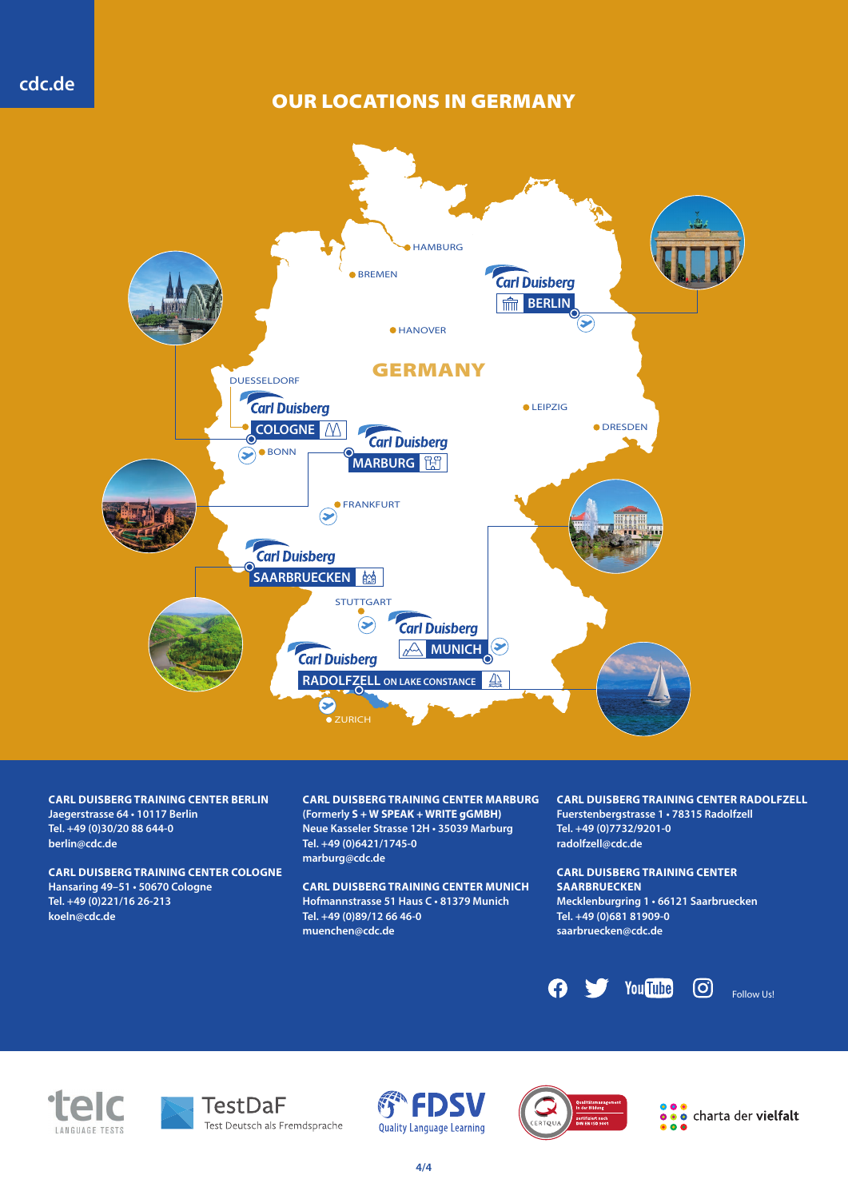cdc.de

# OUR LOCATIONS IN GERMANY

HAMBURG
BREMEN
Carl Duisberg BERLIN
HANOVER
GERMANY
DUESSELDORF
Carl Duisberg COLOGNE
LEIPZIG
DRESDEN
BONN
Carl Duisberg MARBURG
FRANKFURT
Carl Duisberg SAARBRUECKEN
STUTTGART
Carl Duisberg MUNICH
Carl Duisberg RADOLFZELL ON LAKE CONSTANCE
ZURICH

**CARL DUISBERG TRAINING CENTER BERLIN**
**Jaegerstrasse 64 • 10117 Berlin**
**Tel. +49 (0)30/20 88 644-0**
**berlin@cdc.de**

**CARL DUISBERG TRAINING CENTER COLOGNE**
**Hansaring 49–51 • 50670 Cologne**
**Tel. +49 (0)221/16 26-213**
**koeln@cdc.de**

**CARL DUISBERG TRAINING CENTER MARBURG**
**(Formerly S + W SPEAK + WRITE gGMBH)**
**Neue Kasseler Strasse 12H • 35039 Marburg**
**Tel. +49 (0)6421/1745-0**
**marburg@cdc.de**

**CARL DUISBERG TRAINING CENTER MUNICH**
**Hofmannstrasse 51 Haus C • 81379 Munich**
**Tel. +49 (0)89/12 66 46-0**
**muenchen@cdc.de**

**CARL DUISBERG TRAINING CENTER RADOLFZELL**
**Fuerstenbergstrasse 1 • 78315 Radolfzell**
**Tel. +49 (0)7732/9201-0**
**radolfzell@cdc.de**

**CARL DUISBERG TRAINING CENTER SAARBRUECKEN**
**Mecklenburgring 1 • 66121 Saarbruecken**
**Tel. +49 (0)681 81909-0**
**saarbruecken@cdc.de**

Follow Us!

telc LANGUAGE TESTS
TestDaF Test Deutsch als Fremdsprache
FDSV Quality Language Learning
CERTQUA
charta der vielfalt